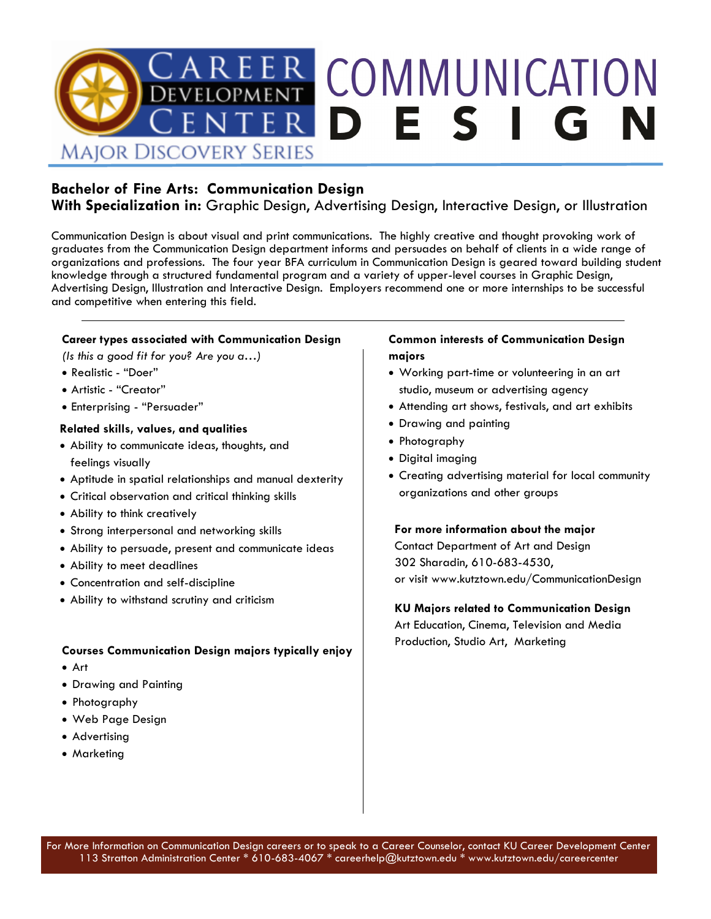# Career Development Center — Major Discovery Series

# COMMUNICATION DESIGN

## Bachelor of Fine Arts: Communication Design
**With Specialization in:** Graphic Design, Advertising Design, Interactive Design, or Illustration

Communication Design is about visual and print communications. The highly creative and thought provoking work of graduates from the Communication Design department informs and persuades on behalf of clients in a wide range of organizations and professions. The four year BFA curriculum in Communication Design is geared toward building student knowledge through a structured fundamental program and a variety of upper-level courses in Graphic Design, Advertising Design, Illustration and Interactive Design. Employers recommend one or more internships to be successful and competitive when entering this field.

---

### Career types associated with Communication Design

*(Is this a good fit for you? Are you a…)*

- Realistic - "Doer"
- Artistic - "Creator"
- Enterprising - "Persuader"

### Related skills, values, and qualities

- Ability to communicate ideas, thoughts, and feelings visually
- Aptitude in spatial relationships and manual dexterity
- Critical observation and critical thinking skills
- Ability to think creatively
- Strong interpersonal and networking skills
- Ability to persuade, present and communicate ideas
- Ability to meet deadlines
- Concentration and self-discipline
- Ability to withstand scrutiny and criticism

### Courses Communication Design majors typically enjoy

- Art
- Drawing and Painting
- Photography
- Web Page Design
- Advertising
- Marketing

### Common interests of Communication Design majors

- Working part-time or volunteering in an art studio, museum or advertising agency
- Attending art shows, festivals, and art exhibits
- Drawing and painting
- Photography
- Digital imaging
- Creating advertising material for local community organizations and other groups

### For more information about the major

Contact Department of Art and Design
302 Sharadin, 610-683-4530,
or visit www.kutztown.edu/CommunicationDesign

### KU Majors related to Communication Design

Art Education, Cinema, Television and Media Production, Studio Art, Marketing

---

For More Information on Communication Design careers or to speak to a Career Counselor, contact KU Career Development Center
113 Stratton Administration Center * 610-683-4067 * careerhelp@kutztown.edu * www.kutztown.edu/careercenter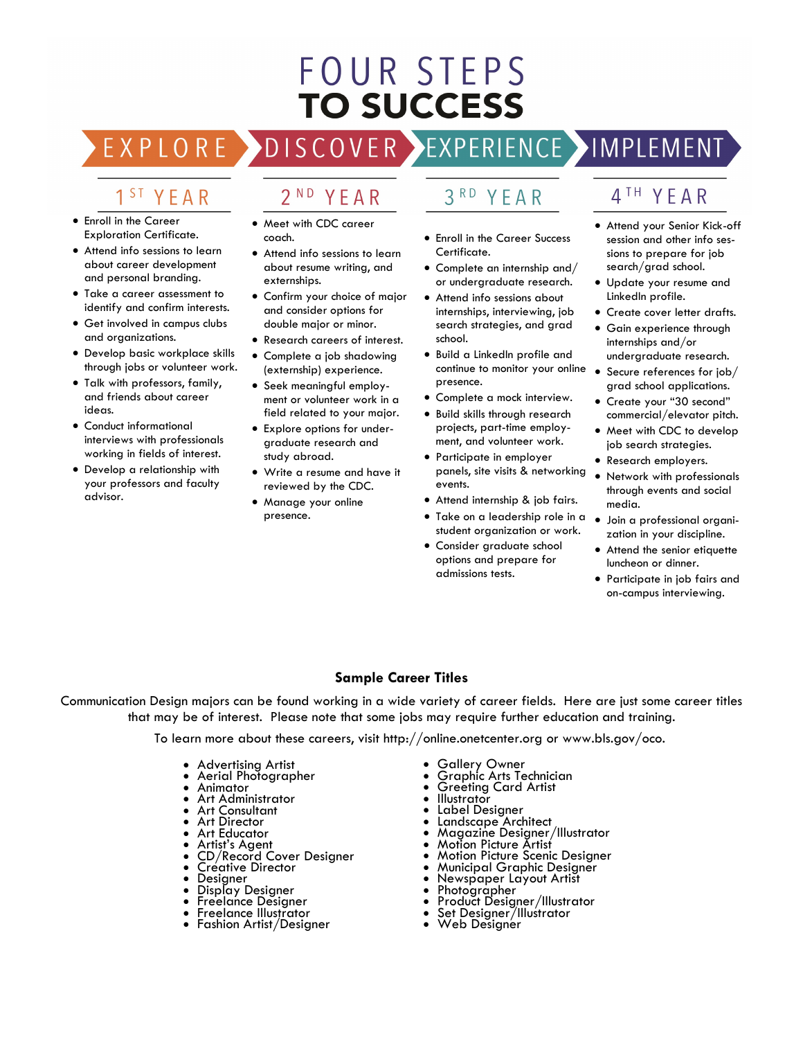# FOUR STEPS TO SUCCESS

EXPLORE → DISCOVER → EXPERIENCE → IMPLEMENT

## 1ST YEAR

- Enroll in the Career Exploration Certificate.
- Attend info sessions to learn about career development and personal branding.
- Take a career assessment to identify and confirm interests.
- Get involved in campus clubs and organizations.
- Develop basic workplace skills through jobs or volunteer work.
- Talk with professors, family, and friends about career ideas.
- Conduct informational interviews with professionals working in fields of interest.
- Develop a relationship with your professors and faculty advisor.

## 2ND YEAR

- Meet with CDC career coach.
- Attend info sessions to learn about resume writing, and externships.
- Confirm your choice of major and consider options for double major or minor.
- Research careers of interest.
- Complete a job shadowing (externship) experience.
- Seek meaningful employment or volunteer work in a field related to your major.
- Explore options for undergraduate research and study abroad.
- Write a resume and have it reviewed by the CDC.
- Manage your online presence.

## 3RD YEAR

- Enroll in the Career Success Certificate.
- Complete an internship and/or undergraduate research.
- Attend info sessions about internships, interviewing, job search strategies, and grad school.
- Build a LinkedIn profile and continue to monitor your online presence.
- Complete a mock interview.
- Build skills through research projects, part-time employment, and volunteer work.
- Participate in employer panels, site visits & networking events.
- Attend internship & job fairs.
- Take on a leadership role in a student organization or work.
- Consider graduate school options and prepare for admissions tests.

## 4TH YEAR

- Attend your Senior Kick-off session and other info sessions to prepare for job search/grad school.
- Update your resume and LinkedIn profile.
- Create cover letter drafts.
- Gain experience through internships and/or undergraduate research.
- Secure references for job/grad school applications.
- Create your "30 second" commercial/elevator pitch.
- Meet with CDC to develop job search strategies.
- Research employers.
- Network with professionals through events and social media.
- Join a professional organization in your discipline.
- Attend the senior etiquette luncheon or dinner.
- Participate in job fairs and on-campus interviewing.

## Sample Career Titles

Communication Design majors can be found working in a wide variety of career fields. Here are just some career titles that may be of interest. Please note that some jobs may require further education and training.

To learn more about these careers, visit http://online.onetcenter.org or www.bls.gov/oco.

- Advertising Artist
- Aerial Photographer
- Animator
- Art Administrator
- Art Consultant
- Art Director
- Art Educator
- Artist's Agent
- CD/Record Cover Designer
- Creative Director
- Designer
- Display Designer
- Freelance Designer
- Freelance Illustrator
- Fashion Artist/Designer
- Gallery Owner
- Graphic Arts Technician
- Greeting Card Artist
- Illustrator
- Label Designer
- Landscape Architect
- Magazine Designer/Illustrator
- Motion Picture Artist
- Motion Picture Scenic Designer
- Municipal Graphic Designer
- Newspaper Layout Artist
- Photographer
- Product Designer/Illustrator
- Set Designer/Illustrator
- Web Designer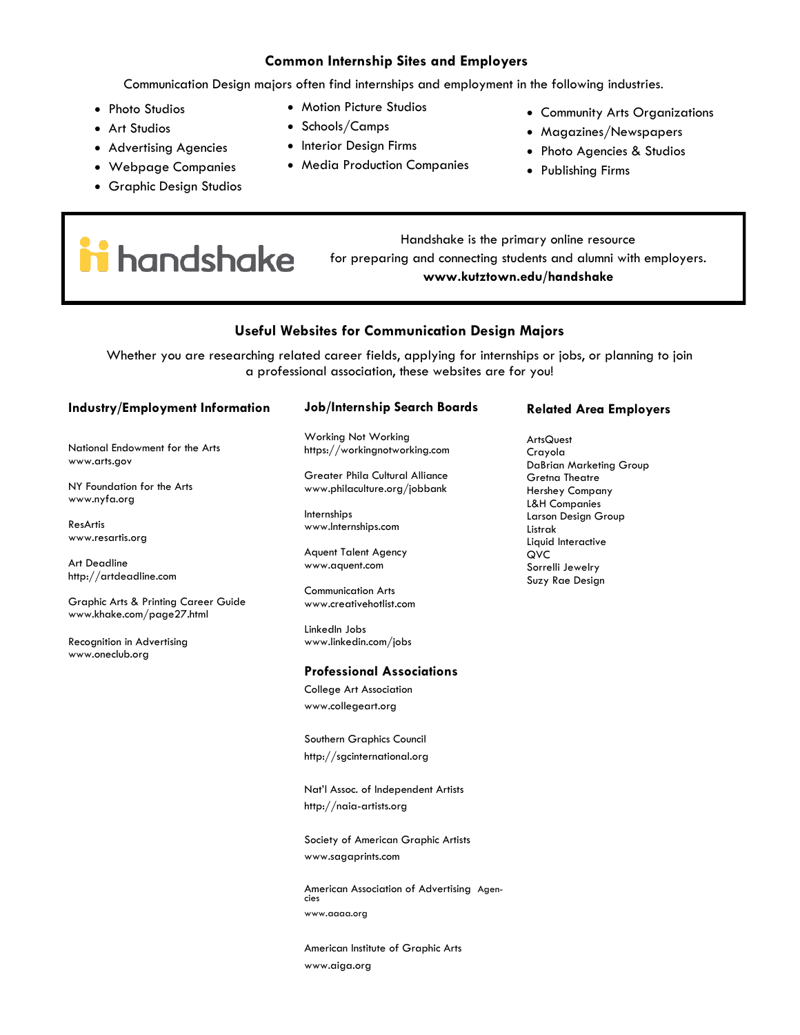## Common Internship Sites and Employers

Communication Design majors often find internships and employment in the following industries.

- Photo Studios
- Art Studios
- Advertising Agencies
- Webpage Companies
- Graphic Design Studios
- Motion Picture Studios
- Schools/Camps
- Interior Design Firms
- Media Production Companies
- Community Arts Organizations
- Magazines/Newspapers
- Photo Agencies & Studios
- Publishing Firms

handshake

Handshake is the primary online resource for preparing and connecting students and alumni with employers.
**www.kutztown.edu/handshake**

## Useful Websites for Communication Design Majors

Whether you are researching related career fields, applying for internships or jobs, or planning to join a professional association, these websites are for you!

### Industry/Employment Information

National Endowment for the Arts
www.arts.gov

NY Foundation for the Arts
www.nyfa.org

ResArtis
www.resartis.org

Art Deadline
http://artdeadline.com

Graphic Arts & Printing Career Guide
www.khake.com/page27.html

Recognition in Advertising
www.oneclub.org

### Job/Internship Search Boards

Working Not Working
https://workingnotworking.com

Greater Phila Cultural Alliance
www.philaculture.org/jobbank

Internships
www.Internships.com

Aquent Talent Agency
www.aquent.com

Communication Arts
www.creativehotlist.com

LinkedIn Jobs
www.linkedin.com/jobs

### Professional Associations

College Art Association
www.collegeart.org

Southern Graphics Council
http://sgcinternational.org

Nat'l Assoc. of Independent Artists
http://naia-artists.org

Society of American Graphic Artists
www.sagaprints.com

American Association of Advertising Agencies
www.aaaa.org

American Institute of Graphic Arts
www.aiga.org

### Related Area Employers

ArtsQuest
Crayola
DaBrian Marketing Group
Gretna Theatre
Hershey Company
L&H Companies
Larson Design Group
Listrak
Liquid Interactive
QVC
Sorrelli Jewelry
Suzy Rae Design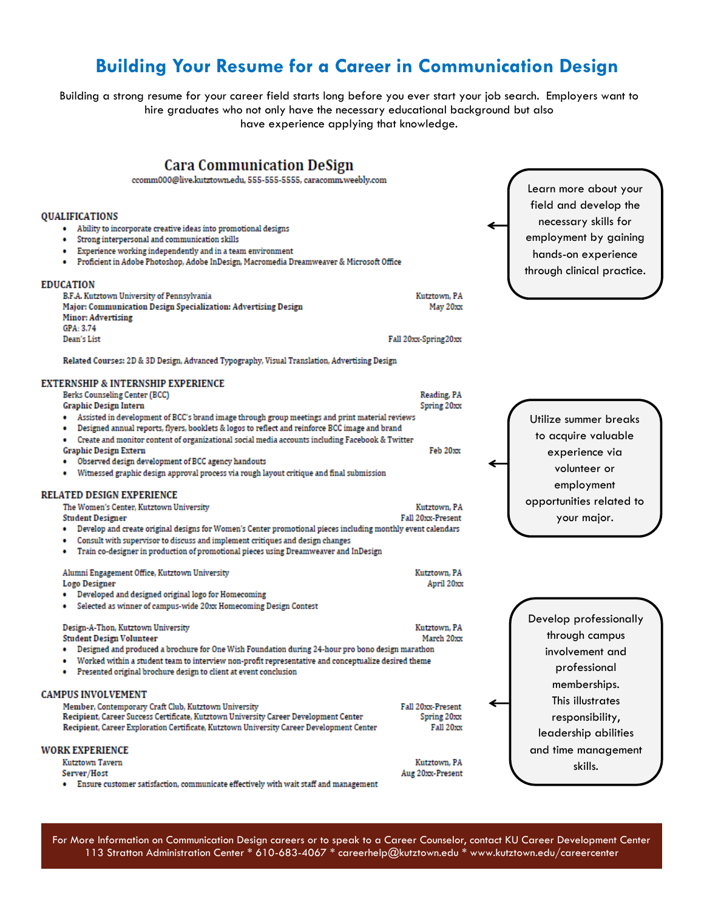# Building Your Resume for a Career in Communication Design

Building a strong resume for your career field starts long before you ever start your job search. Employers want to hire graduates who not only have the necessary educational background but also have experience applying that knowledge.

## Cara Communication DeSign

ccomm000@live.kutztown.edu, 555-555-5555, caracomm.weebly.com

### QUALIFICATIONS

- Ability to incorporate creative ideas into promotional designs
- Strong interpersonal and communication skills
- Experience working independently and in a team environment
- Proficient in Adobe Photoshop, Adobe InDesign, Macromedia Dreamweaver & Microsoft Office

> Learn more about your field and develop the necessary skills for employment by gaining hands-on experience through clinical practice.

### EDUCATION

B.F.A. Kutztown University of Pennsylvania — Kutztown, PA
**Major: Communication Design Specialization: Advertising Design** — May 20xx
**Minor: Advertising**
GPA: 3.74
Dean's List — Fall 20xx-Spring20xx

Related Courses: 2D & 3D Design, Advanced Typography, Visual Translation, Advertising Design

### EXTERNSHIP & INTERNSHIP EXPERIENCE

Berks Counseling Center (BCC) — Reading, PA
**Graphic Design Intern** — Spring 20xx

- Assisted in development of BCC's brand image through group meetings and print material reviews
- Designed annual reports, flyers, booklets & logos to reflect and reinforce BCC image and brand
- Create and monitor content of organizational social media accounts including Facebook & Twitter

**Graphic Design Extern** — Feb 20xx

- Observed design development of BCC agency handouts
- Witnessed graphic design approval process via rough layout critique and final submission

> Utilize summer breaks to acquire valuable experience via volunteer or employment opportunities related to your major.

### RELATED DESIGN EXPERIENCE

The Women's Center, Kutztown University — Kutztown, PA
**Student Designer** — Fall 20xx-Present

- Develop and create original designs for Women's Center promotional pieces including monthly event calendars
- Consult with supervisor to discuss and implement critiques and design changes
- Train co-designer in production of promotional pieces using Dreamweaver and InDesign

Alumni Engagement Office, Kutztown University — Kutztown, PA
**Logo Designer** — April 20xx

- Developed and designed original logo for Homecoming
- Selected as winner of campus-wide 20xx Homecoming Design Contest

Design-A-Thon, Kutztown University — Kutztown, PA
**Student Design Volunteer** — March 20xx

- Designed and produced a brochure for One Wish Foundation during 24-hour pro bono design marathon
- Worked within a student team to interview non-profit representative and conceptualize desired theme
- Presented original brochure design to client at event conclusion

### CAMPUS INVOLVEMENT

Member, Contemporary Craft Club, Kutztown University — Fall 20xx-Present
**Recipient**, Career Success Certificate, Kutztown University Career Development Center — Spring 20xx
**Recipient**, Career Exploration Certificate, Kutztown University Career Development Center — Fall 20xx

> Develop professionally through campus involvement and professional memberships. This illustrates responsibility, leadership abilities and time management skills.

### WORK EXPERIENCE

Kutztown Tavern — Kutztown, PA
**Server/Host** — Aug 20xx-Present

- Ensure customer satisfaction, communicate effectively with wait staff and management

For More Information on Communication Design careers or to speak to a Career Counselor, contact KU Career Development Center
113 Stratton Administration Center * 610-683-4067 * careerhelp@kutztown.edu * www.kutztown.edu/careercenter